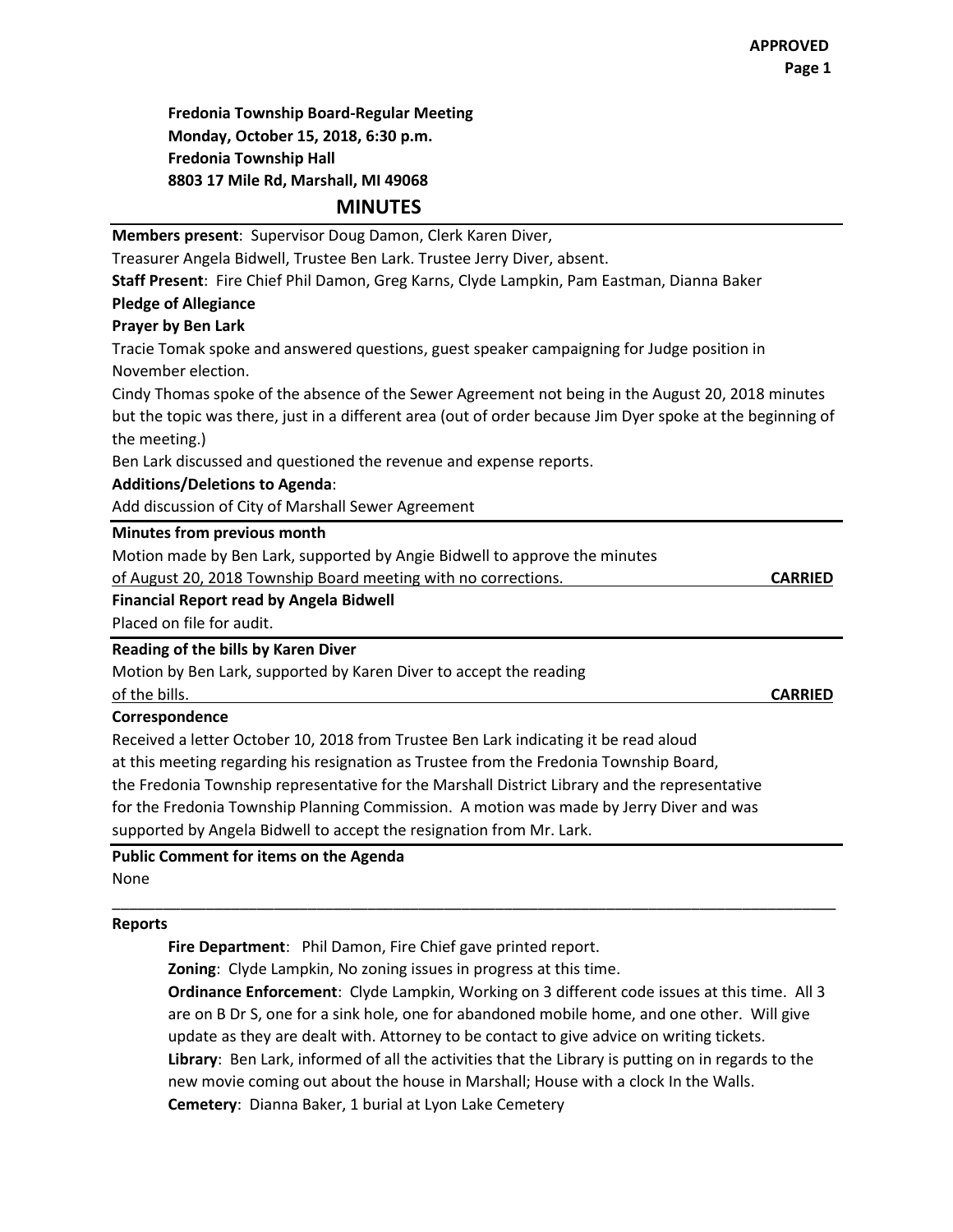APPROVED

**Fredonia Township Board-Regular Meeting**
**Monday, October 15, 2018, 6:30 p.m.**
**Fredonia Township Hall**
**8803 17 Mile Rd, Marshall, MI 49068**

# MINUTES

**Members present**: Supervisor Doug Damon, Clerk Karen Diver, Treasurer Angela Bidwell, Trustee Ben Lark. Trustee Jerry Diver, absent.

**Staff Present**: Fire Chief Phil Damon, Greg Karns, Clyde Lampkin, Pam Eastman, Dianna Baker

**Pledge of Allegiance**

**Prayer by Ben Lark**

Tracie Tomak spoke and answered questions, guest speaker campaigning for Judge position in November election.

Cindy Thomas spoke of the absence of the Sewer Agreement not being in the August 20, 2018 minutes but the topic was there, just in a different area (out of order because Jim Dyer spoke at the beginning of the meeting.)

Ben Lark discussed and questioned the revenue and expense reports.

**Additions/Deletions to Agenda**:

Add discussion of City of Marshall Sewer Agreement

**Minutes from previous month**

Motion made by Ben Lark, supported by Angie Bidwell to approve the minutes of August 20, 2018 Township Board meeting with no corrections. **CARRIED**

**Financial Report read by Angela Bidwell**

Placed on file for audit.

**Reading of the bills by Karen Diver**

Motion by Ben Lark, supported by Karen Diver to accept the reading of the bills. **CARRIED**

**Correspondence**

Received a letter October 10, 2018 from Trustee Ben Lark indicating it be read aloud at this meeting regarding his resignation as Trustee from the Fredonia Township Board, the Fredonia Township representative for the Marshall District Library and the representative for the Fredonia Township Planning Commission. A motion was made by Jerry Diver and was supported by Angela Bidwell to accept the resignation from Mr. Lark.

**Public Comment for items on the Agenda**

None

---

**Reports**

**Fire Department**: Phil Damon, Fire Chief gave printed report.

**Zoning**: Clyde Lampkin, No zoning issues in progress at this time.

**Ordinance Enforcement**: Clyde Lampkin, Working on 3 different code issues at this time. All 3 are on B Dr S, one for a sink hole, one for abandoned mobile home, and one other. Will give update as they are dealt with. Attorney to be contact to give advice on writing tickets.

**Library**: Ben Lark, informed of all the activities that the Library is putting on in regards to the new movie coming out about the house in Marshall; House with a clock In the Walls.

**Cemetery**: Dianna Baker, 1 burial at Lyon Lake Cemetery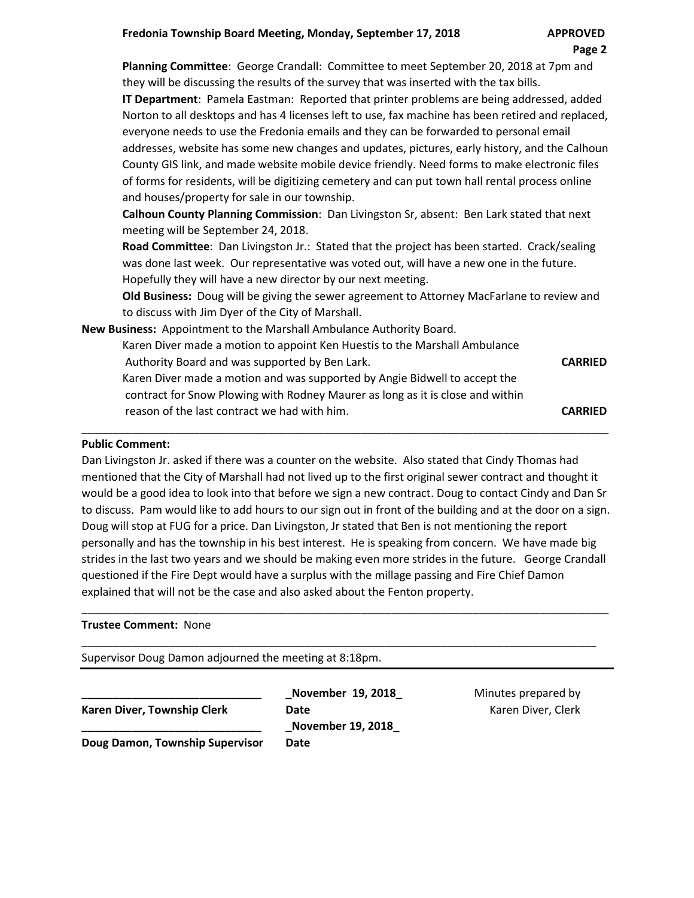**Planning Committee**: George Crandall: Committee to meet September 20, 2018 at 7pm and they will be discussing the results of the survey that was inserted with the tax bills.

**IT Department**: Pamela Eastman: Reported that printer problems are being addressed, added Norton to all desktops and has 4 licenses left to use, fax machine has been retired and replaced, everyone needs to use the Fredonia emails and they can be forwarded to personal email addresses, website has some new changes and updates, pictures, early history, and the Calhoun County GIS link, and made website mobile device friendly. Need forms to make electronic files of forms for residents, will be digitizing cemetery and can put town hall rental process online and houses/property for sale in our township.

**Calhoun County Planning Commission**: Dan Livingston Sr, absent: Ben Lark stated that next meeting will be September 24, 2018.

**Road Committee**: Dan Livingston Jr.: Stated that the project has been started. Crack/sealing was done last week. Our representative was voted out, will have a new one in the future. Hopefully they will have a new director by our next meeting.

**Old Business:** Doug will be giving the sewer agreement to Attorney MacFarlane to review and to discuss with Jim Dyer of the City of Marshall.

**New Business:** Appointment to the Marshall Ambulance Authority Board.

Karen Diver made a motion to appoint Ken Huestis to the Marshall Ambulance Authority Board and was supported by Ben Lark. **CARRIED**

Karen Diver made a motion and was supported by Angie Bidwell to accept the contract for Snow Plowing with Rodney Maurer as long as it is close and within reason of the last contract we had with him. **CARRIED**

---

**Public Comment:**

Dan Livingston Jr. asked if there was a counter on the website. Also stated that Cindy Thomas had mentioned that the City of Marshall had not lived up to the first original sewer contract and thought it would be a good idea to look into that before we sign a new contract. Doug to contact Cindy and Dan Sr to discuss. Pam would like to add hours to our sign out in front of the building and at the door on a sign. Doug will stop at FUG for a price. Dan Livingston, Jr stated that Ben is not mentioning the report personally and has the township in his best interest. He is speaking from concern. We have made big strides in the last two years and we should be making even more strides in the future. George Crandall questioned if the Fire Dept would have a surplus with the millage passing and Fire Chief Damon explained that will not be the case and also asked about the Fenton property.

---

**Trustee Comment:** None

---

Supervisor Doug Damon adjourned the meeting at 8:18pm.

---

| | | |
|---|---|---|
| ______________________________ | _November 19, 2018_ | Minutes prepared by |
| **Karen Diver, Township Clerk** | **Date** | Karen Diver, Clerk |
| ______________________________ | _November 19, 2018_ | |
| **Doug Damon, Township Supervisor** | **Date** | |